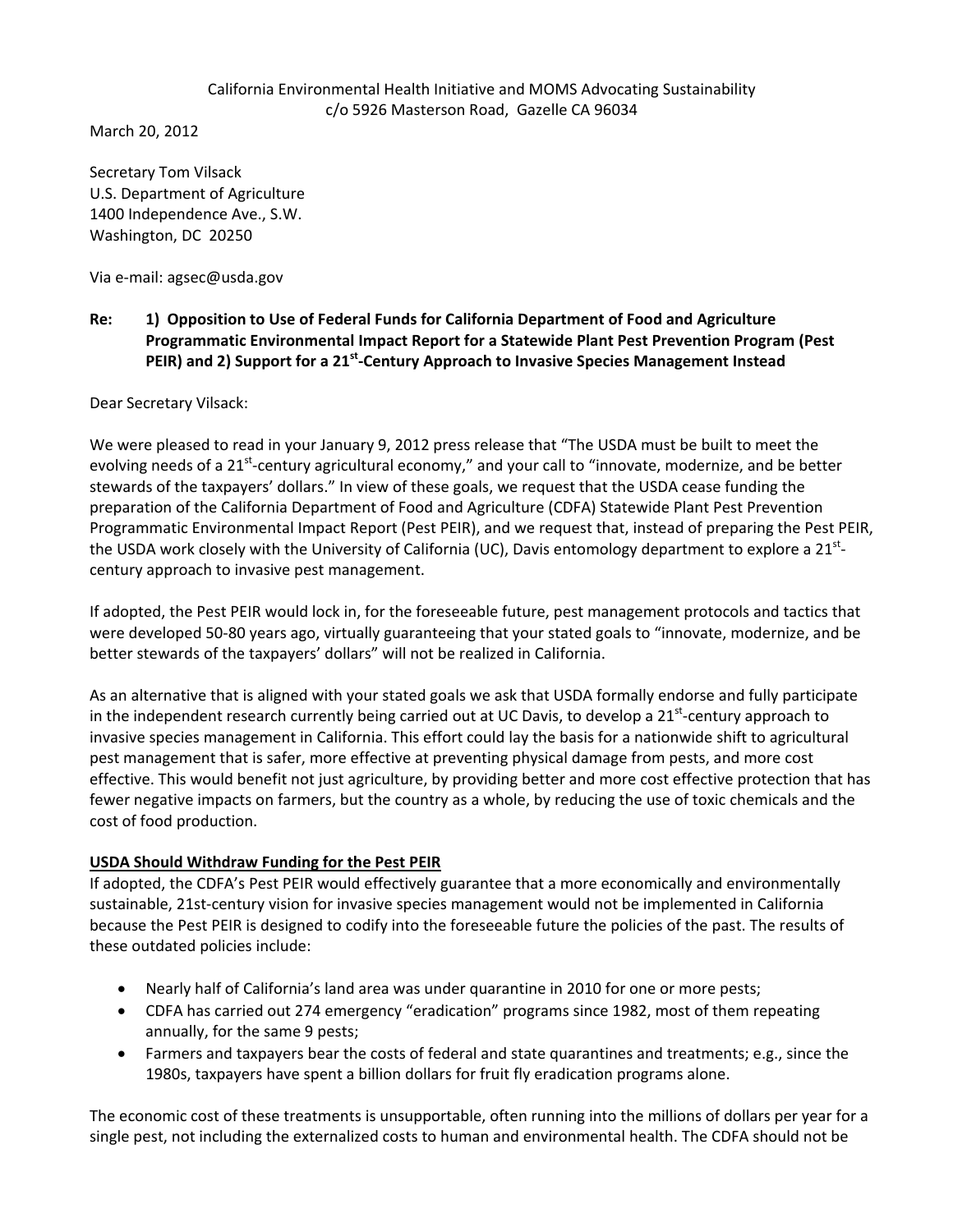California Environmental Health Initiative and MOMS Advocating Sustainability
c/o 5926 Masterson Road, Gazelle CA 96034

March 20, 2012

Secretary Tom Vilsack
U.S. Department of Agriculture
1400 Independence Ave., S.W.
Washington, DC 20250

Via e-mail: agsec@usda.gov

**Re: 1) Opposition to Use of Federal Funds for California Department of Food and Agriculture Programmatic Environmental Impact Report for a Statewide Plant Pest Prevention Program (Pest PEIR) and 2) Support for a 21st-Century Approach to Invasive Species Management Instead**

Dear Secretary Vilsack:

We were pleased to read in your January 9, 2012 press release that "The USDA must be built to meet the evolving needs of a 21st-century agricultural economy," and your call to "innovate, modernize, and be better stewards of the taxpayers' dollars." In view of these goals, we request that the USDA cease funding the preparation of the California Department of Food and Agriculture (CDFA) Statewide Plant Pest Prevention Programmatic Environmental Impact Report (Pest PEIR), and we request that, instead of preparing the Pest PEIR, the USDA work closely with the University of California (UC), Davis entomology department to explore a 21st-century approach to invasive pest management.

If adopted, the Pest PEIR would lock in, for the foreseeable future, pest management protocols and tactics that were developed 50-80 years ago, virtually guaranteeing that your stated goals to "innovate, modernize, and be better stewards of the taxpayers' dollars" will not be realized in California.

As an alternative that is aligned with your stated goals we ask that USDA formally endorse and fully participate in the independent research currently being carried out at UC Davis, to develop a 21st-century approach to invasive species management in California. This effort could lay the basis for a nationwide shift to agricultural pest management that is safer, more effective at preventing physical damage from pests, and more cost effective. This would benefit not just agriculture, by providing better and more cost effective protection that has fewer negative impacts on farmers, but the country as a whole, by reducing the use of toxic chemicals and the cost of food production.

**USDA Should Withdraw Funding for the Pest PEIR**

If adopted, the CDFA's Pest PEIR would effectively guarantee that a more economically and environmentally sustainable, 21st-century vision for invasive species management would not be implemented in California because the Pest PEIR is designed to codify into the foreseeable future the policies of the past. The results of these outdated policies include:

- Nearly half of California's land area was under quarantine in 2010 for one or more pests;
- CDFA has carried out 274 emergency "eradication" programs since 1982, most of them repeating annually, for the same 9 pests;
- Farmers and taxpayers bear the costs of federal and state quarantines and treatments; e.g., since the 1980s, taxpayers have spent a billion dollars for fruit fly eradication programs alone.

The economic cost of these treatments is unsupportable, often running into the millions of dollars per year for a single pest, not including the externalized costs to human and environmental health. The CDFA should not be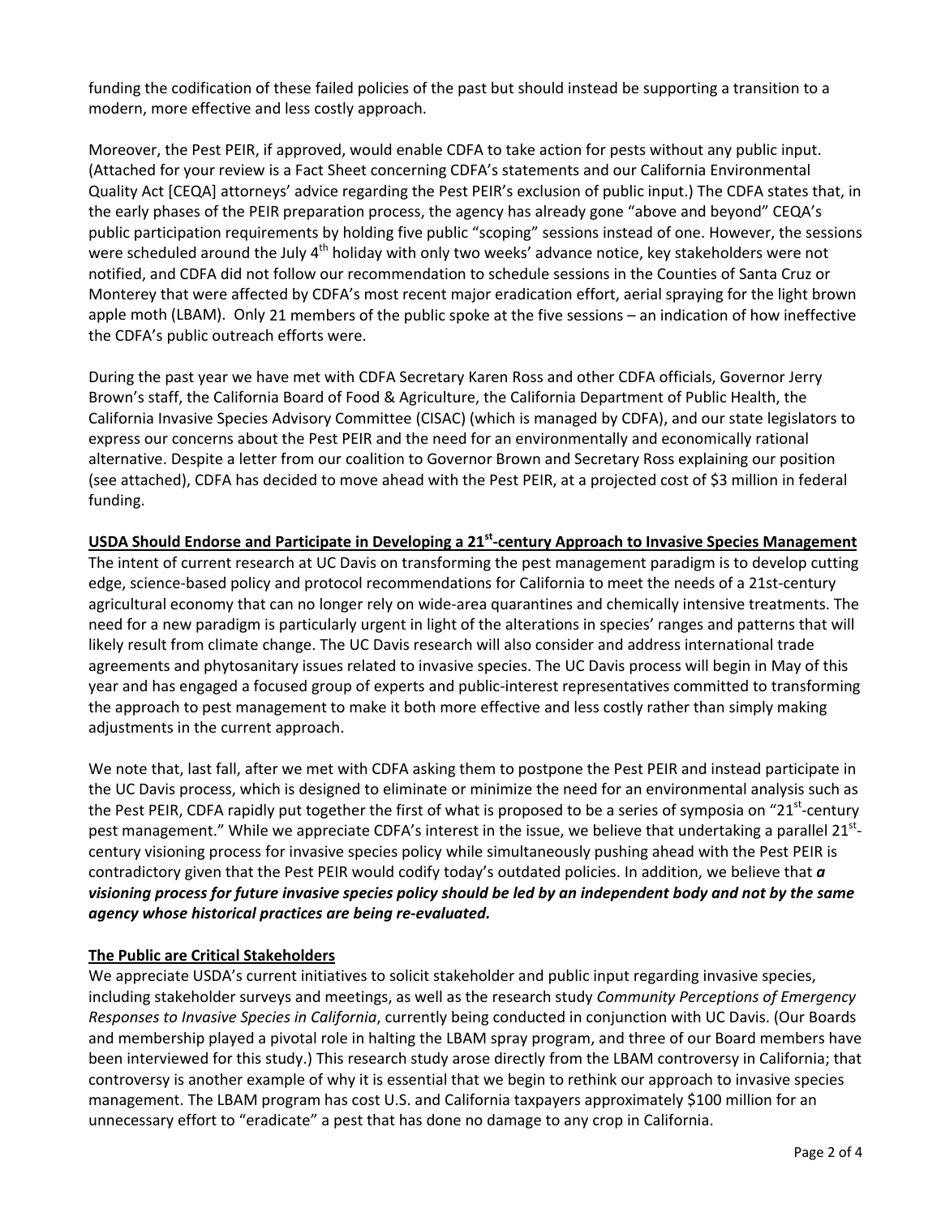funding the codification of these failed policies of the past but should instead be supporting a transition to a modern, more effective and less costly approach.

Moreover, the Pest PEIR, if approved, would enable CDFA to take action for pests without any public input. (Attached for your review is a Fact Sheet concerning CDFA's statements and our California Environmental Quality Act [CEQA] attorneys' advice regarding the Pest PEIR's exclusion of public input.) The CDFA states that, in the early phases of the PEIR preparation process, the agency has already gone "above and beyond" CEQA's public participation requirements by holding five public "scoping" sessions instead of one. However, the sessions were scheduled around the July 4th holiday with only two weeks' advance notice, key stakeholders were not notified, and CDFA did not follow our recommendation to schedule sessions in the Counties of Santa Cruz or Monterey that were affected by CDFA's most recent major eradication effort, aerial spraying for the light brown apple moth (LBAM). Only 21 members of the public spoke at the five sessions – an indication of how ineffective the CDFA's public outreach efforts were.

During the past year we have met with CDFA Secretary Karen Ross and other CDFA officials, Governor Jerry Brown's staff, the California Board of Food & Agriculture, the California Department of Public Health, the California Invasive Species Advisory Committee (CISAC) (which is managed by CDFA), and our state legislators to express our concerns about the Pest PEIR and the need for an environmentally and economically rational alternative. Despite a letter from our coalition to Governor Brown and Secretary Ross explaining our position (see attached), CDFA has decided to move ahead with the Pest PEIR, at a projected cost of $3 million in federal funding.

**USDA Should Endorse and Participate in Developing a 21st-century Approach to Invasive Species Management**

The intent of current research at UC Davis on transforming the pest management paradigm is to develop cutting edge, science-based policy and protocol recommendations for California to meet the needs of a 21st-century agricultural economy that can no longer rely on wide-area quarantines and chemically intensive treatments. The need for a new paradigm is particularly urgent in light of the alterations in species' ranges and patterns that will likely result from climate change. The UC Davis research will also consider and address international trade agreements and phytosanitary issues related to invasive species. The UC Davis process will begin in May of this year and has engaged a focused group of experts and public-interest representatives committed to transforming the approach to pest management to make it both more effective and less costly rather than simply making adjustments in the current approach.

We note that, last fall, after we met with CDFA asking them to postpone the Pest PEIR and instead participate in the UC Davis process, which is designed to eliminate or minimize the need for an environmental analysis such as the Pest PEIR, CDFA rapidly put together the first of what is proposed to be a series of symposia on "21st-century pest management." While we appreciate CDFA's interest in the issue, we believe that undertaking a parallel 21st-century visioning process for invasive species policy while simultaneously pushing ahead with the Pest PEIR is contradictory given that the Pest PEIR would codify today's outdated policies. In addition, we believe that ***a visioning process for future invasive species policy should be led by an independent body and not by the same agency whose historical practices are being re-evaluated.***

**The Public are Critical Stakeholders**

We appreciate USDA's current initiatives to solicit stakeholder and public input regarding invasive species, including stakeholder surveys and meetings, as well as the research study *Community Perceptions of Emergency Responses to Invasive Species in California*, currently being conducted in conjunction with UC Davis. (Our Boards and membership played a pivotal role in halting the LBAM spray program, and three of our Board members have been interviewed for this study.) This research study arose directly from the LBAM controversy in California; that controversy is another example of why it is essential that we begin to rethink our approach to invasive species management. The LBAM program has cost U.S. and California taxpayers approximately $100 million for an unnecessary effort to "eradicate" a pest that has done no damage to any crop in California.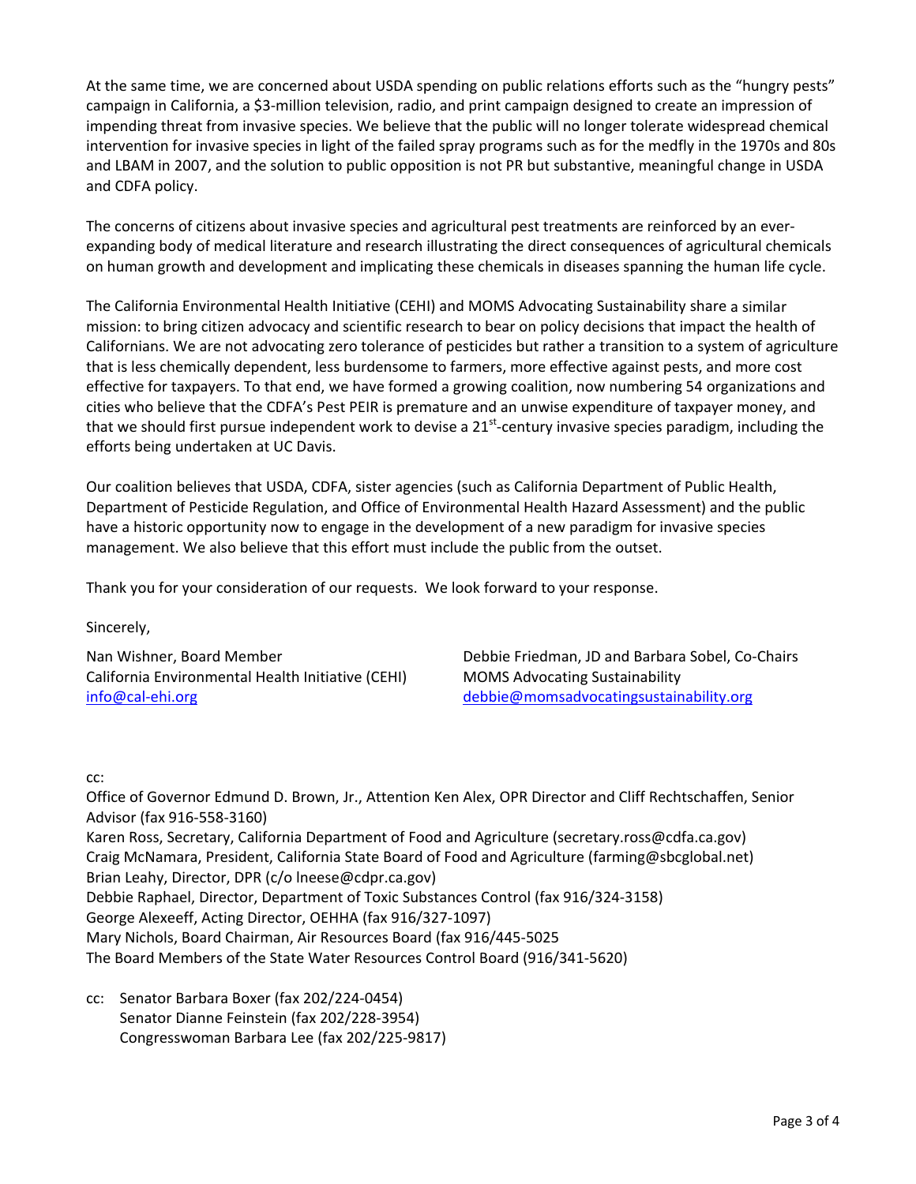At the same time, we are concerned about USDA spending on public relations efforts such as the "hungry pests" campaign in California, a $3-million television, radio, and print campaign designed to create an impression of impending threat from invasive species. We believe that the public will no longer tolerate widespread chemical intervention for invasive species in light of the failed spray programs such as for the medfly in the 1970s and 80s and LBAM in 2007, and the solution to public opposition is not PR but substantive, meaningful change in USDA and CDFA policy.

The concerns of citizens about invasive species and agricultural pest treatments are reinforced by an ever-expanding body of medical literature and research illustrating the direct consequences of agricultural chemicals on human growth and development and implicating these chemicals in diseases spanning the human life cycle.

The California Environmental Health Initiative (CEHI) and MOMS Advocating Sustainability share a similar mission: to bring citizen advocacy and scientific research to bear on policy decisions that impact the health of Californians. We are not advocating zero tolerance of pesticides but rather a transition to a system of agriculture that is less chemically dependent, less burdensome to farmers, more effective against pests, and more cost effective for taxpayers. To that end, we have formed a growing coalition, now numbering 54 organizations and cities who believe that the CDFA's Pest PEIR is premature and an unwise expenditure of taxpayer money, and that we should first pursue independent work to devise a 21st-century invasive species paradigm, including the efforts being undertaken at UC Davis.

Our coalition believes that USDA, CDFA, sister agencies (such as California Department of Public Health, Department of Pesticide Regulation, and Office of Environmental Health Hazard Assessment) and the public have a historic opportunity now to engage in the development of a new paradigm for invasive species management. We also believe that this effort must include the public from the outset.

Thank you for your consideration of our requests. We look forward to your response.

Sincerely,

Nan Wishner, Board Member
California Environmental Health Initiative (CEHI)
info@cal-ehi.org

Debbie Friedman, JD and Barbara Sobel, Co-Chairs
MOMS Advocating Sustainability
debbie@momsadvocatingsustainability.org

cc:
Office of Governor Edmund D. Brown, Jr., Attention Ken Alex, OPR Director and Cliff Rechtschaffen, Senior Advisor (fax 916-558-3160)
Karen Ross, Secretary, California Department of Food and Agriculture (secretary.ross@cdfa.ca.gov)
Craig McNamara, President, California State Board of Food and Agriculture (farming@sbcglobal.net)
Brian Leahy, Director, DPR (c/o lneese@cdpr.ca.gov)
Debbie Raphael, Director, Department of Toxic Substances Control (fax 916/324-3158)
George Alexeeff, Acting Director, OEHHA (fax 916/327-1097)
Mary Nichols, Board Chairman, Air Resources Board (fax 916/445-5025
The Board Members of the State Water Resources Control Board (916/341-5620)

cc: Senator Barbara Boxer (fax 202/224-0454)
Senator Dianne Feinstein (fax 202/228-3954)
Congresswoman Barbara Lee (fax 202/225-9817)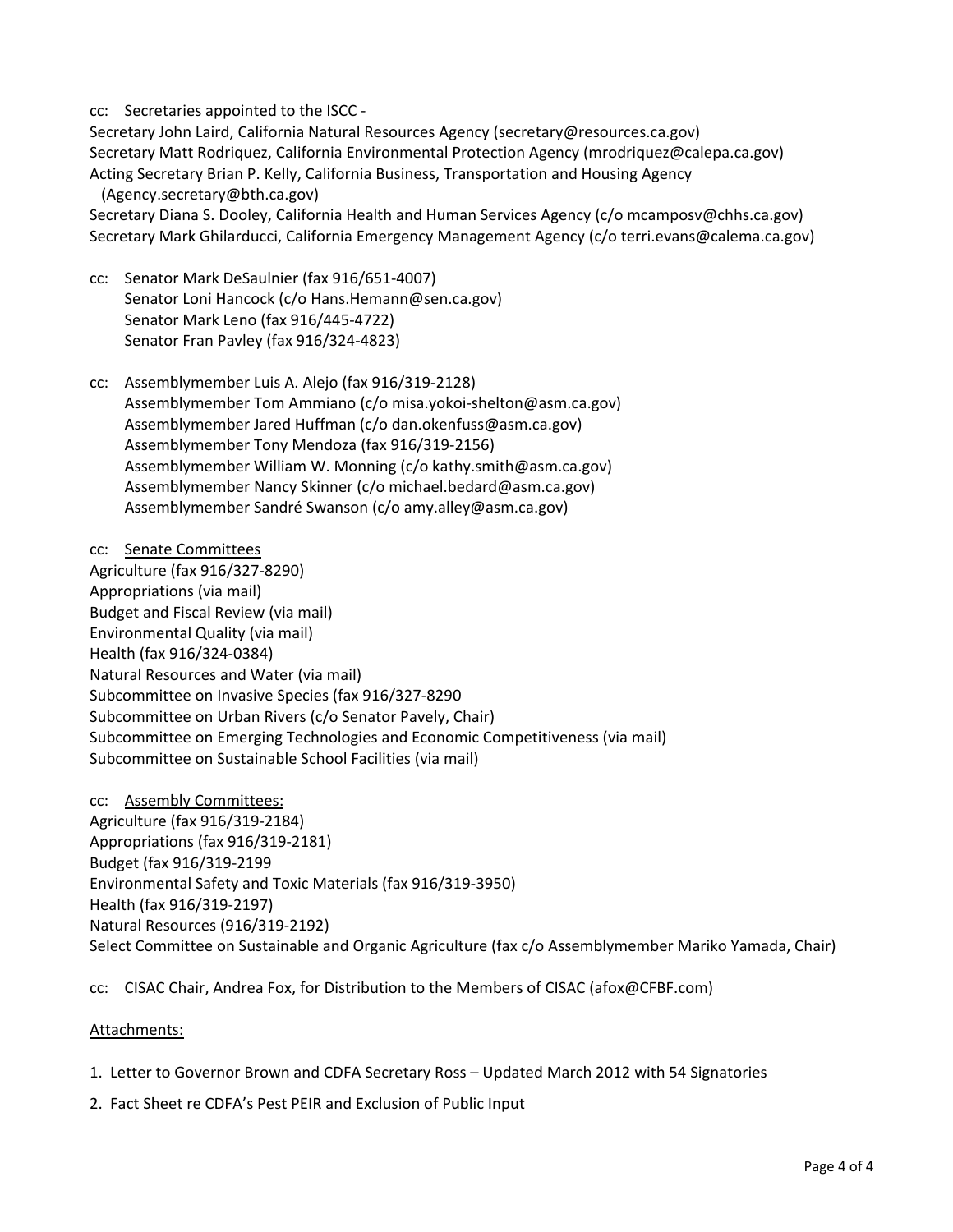cc: Secretaries appointed to the ISCC -
Secretary John Laird, California Natural Resources Agency (secretary@resources.ca.gov)
Secretary Matt Rodriquez, California Environmental Protection Agency (mrodriquez@calepa.ca.gov)
Acting Secretary Brian P. Kelly, California Business, Transportation and Housing Agency (Agency.secretary@bth.ca.gov)
Secretary Diana S. Dooley, California Health and Human Services Agency (c/o mcamposv@chhs.ca.gov)
Secretary Mark Ghilarducci, California Emergency Management Agency (c/o terri.evans@calema.ca.gov)

cc: Senator Mark DeSaulnier (fax 916/651-4007)
Senator Loni Hancock (c/o Hans.Hemann@sen.ca.gov)
Senator Mark Leno (fax 916/445-4722)
Senator Fran Pavley (fax 916/324-4823)

cc: Assemblymember Luis A. Alejo (fax 916/319-2128)
Assemblymember Tom Ammiano (c/o misa.yokoi-shelton@asm.ca.gov)
Assemblymember Jared Huffman (c/o dan.okenfuss@asm.ca.gov)
Assemblymember Tony Mendoza (fax 916/319-2156)
Assemblymember William W. Monning (c/o kathy.smith@asm.ca.gov)
Assemblymember Nancy Skinner (c/o michael.bedard@asm.ca.gov)
Assemblymember Sandré Swanson (c/o amy.alley@asm.ca.gov)

cc: <u>Senate Committees</u>
Agriculture (fax 916/327-8290)
Appropriations (via mail)
Budget and Fiscal Review (via mail)
Environmental Quality (via mail)
Health (fax 916/324-0384)
Natural Resources and Water (via mail)
Subcommittee on Invasive Species (fax 916/327-8290
Subcommittee on Urban Rivers (c/o Senator Pavely, Chair)
Subcommittee on Emerging Technologies and Economic Competitiveness (via mail)
Subcommittee on Sustainable School Facilities (via mail)

cc: <u>Assembly Committees:</u>
Agriculture (fax 916/319-2184)
Appropriations (fax 916/319-2181)
Budget (fax 916/319-2199
Environmental Safety and Toxic Materials (fax 916/319-3950)
Health (fax 916/319-2197)
Natural Resources (916/319-2192)
Select Committee on Sustainable and Organic Agriculture (fax c/o Assemblymember Mariko Yamada, Chair)

cc: CISAC Chair, Andrea Fox, for Distribution to the Members of CISAC (afox@CFBF.com)

<u>Attachments:</u>

1. Letter to Governor Brown and CDFA Secretary Ross – Updated March 2012 with 54 Signatories
2. Fact Sheet re CDFA's Pest PEIR and Exclusion of Public Input